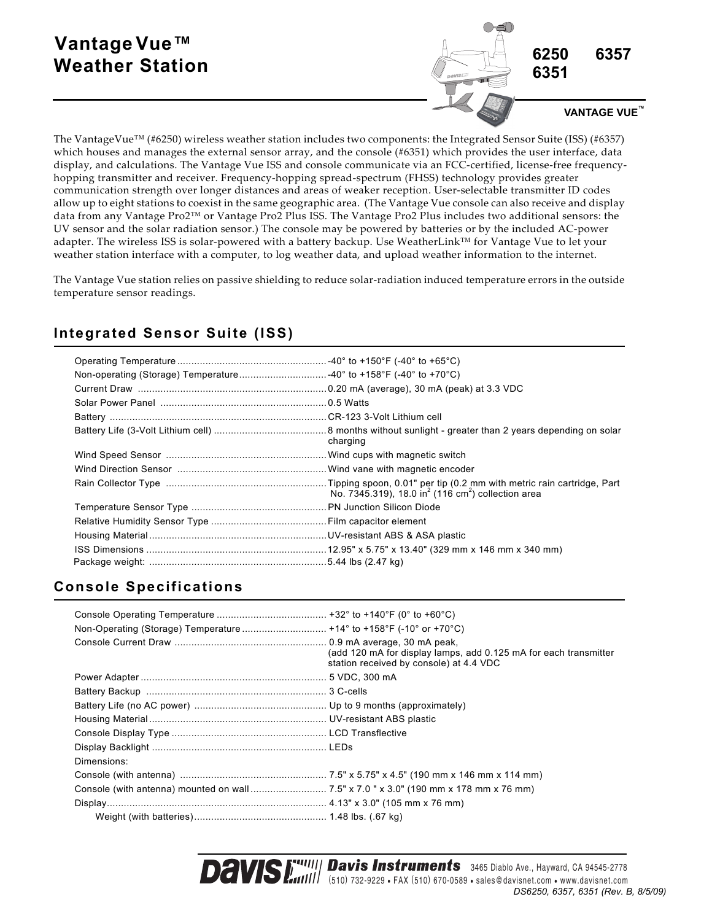# Vantage Vue™ Weather Station

**6250 6357 6351**

**VANTAGE VUE™**

The VantageVue™ (#6250) wireless weather station includes two components: the Integrated Sensor Suite (ISS) (#6357) which houses and manages the external sensor array, and the console (#6351) which provides the user interface, data display, and calculations. The Vantage Vue ISS and console communicate via an FCC-certified, license-free frequency-hopping transmitter and receiver. Frequency-hopping spread-spectrum (FHSS) technology provides greater communication strength over longer distances and areas of weaker reception. User-selectable transmitter ID codes allow up to eight stations to coexist in the same geographic area. (The Vantage Vue console can also receive and display data from any Vantage Pro2™ or Vantage Pro2 Plus ISS. The Vantage Pro2 Plus includes two additional sensors: the UV sensor and the solar radiation sensor.) The console may be powered by batteries or by the included AC-power adapter. The wireless ISS is solar-powered with a battery backup. Use WeatherLink™ for Vantage Vue to let your weather station interface with a computer, to log weather data, and upload weather information to the internet.

The Vantage Vue station relies on passive shielding to reduce solar-radiation induced temperature errors in the outside temperature sensor readings.

## Integrated Sensor Suite (ISS)

| | |
|---|---|
| Operating Temperature | -40° to +150°F (-40° to +65°C) |
| Non-operating (Storage) Temperature | -40° to +158°F (-40° to +70°C) |
| Current Draw | 0.20 mA (average), 30 mA (peak) at 3.3 VDC |
| Solar Power Panel | 0.5 Watts |
| Battery | CR-123 3-Volt Lithium cell |
| Battery Life (3-Volt Lithium cell) | 8 months without sunlight - greater than 2 years depending on solar charging |
| Wind Speed Sensor | Wind cups with magnetic switch |
| Wind Direction Sensor | Wind vane with magnetic encoder |
| Rain Collector Type | Tipping spoon, 0.01" per tip (0.2 mm with metric rain cartridge, Part No. 7345.319), 18.0 in$^2$ (116 cm$^2$) collection area |
| Temperature Sensor Type | PN Junction Silicon Diode |
| Relative Humidity Sensor Type | Film capacitor element |
| Housing Material | UV-resistant ABS & ASA plastic |
| ISS Dimensions | 12.95" x 5.75" x 13.40" (329 mm x 146 mm x 340 mm) |
| Package weight: | 5.44 lbs (2.47 kg) |

## Console Specifications

| | |
|---|---|
| Console Operating Temperature | +32° to +140°F (0° to +60°C) |
| Non-Operating (Storage) Temperature | +14° to +158°F (-10° or +70°C) |
| Console Current Draw | 0.9 mA average, 30 mA peak, (add 120 mA for display lamps, add 0.125 mA for each transmitter station received by console) at 4.4 VDC |
| Power Adapter | 5 VDC, 300 mA |
| Battery Backup | 3 C-cells |
| Battery Life (no AC power) | Up to 9 months (approximately) |
| Housing Material | UV-resistant ABS plastic |
| Console Display Type | LCD Transflective |
| Display Backlight | LEDs |
| Dimensions: | |
| Console (with antenna) | 7.5" x 5.75" x 4.5" (190 mm x 146 mm x 114 mm) |
| Console (with antenna) mounted on wall | 7.5" x 7.0 " x 3.0" (190 mm x 178 mm x 76 mm) |
| Display | 4.13" x 3.0" (105 mm x 76 mm) |
| Weight (with batteries) | 1.48 lbs. (.67 kg) |

**Davis Instruments** 3465 Diablo Ave., Hayward, CA 94545-2778
(510) 732-9229 • FAX (510) 670-0589 • sales@davisnet.com • www.davisnet.com

*DS6250, 6357, 6351 (Rev. B, 8/5/09)*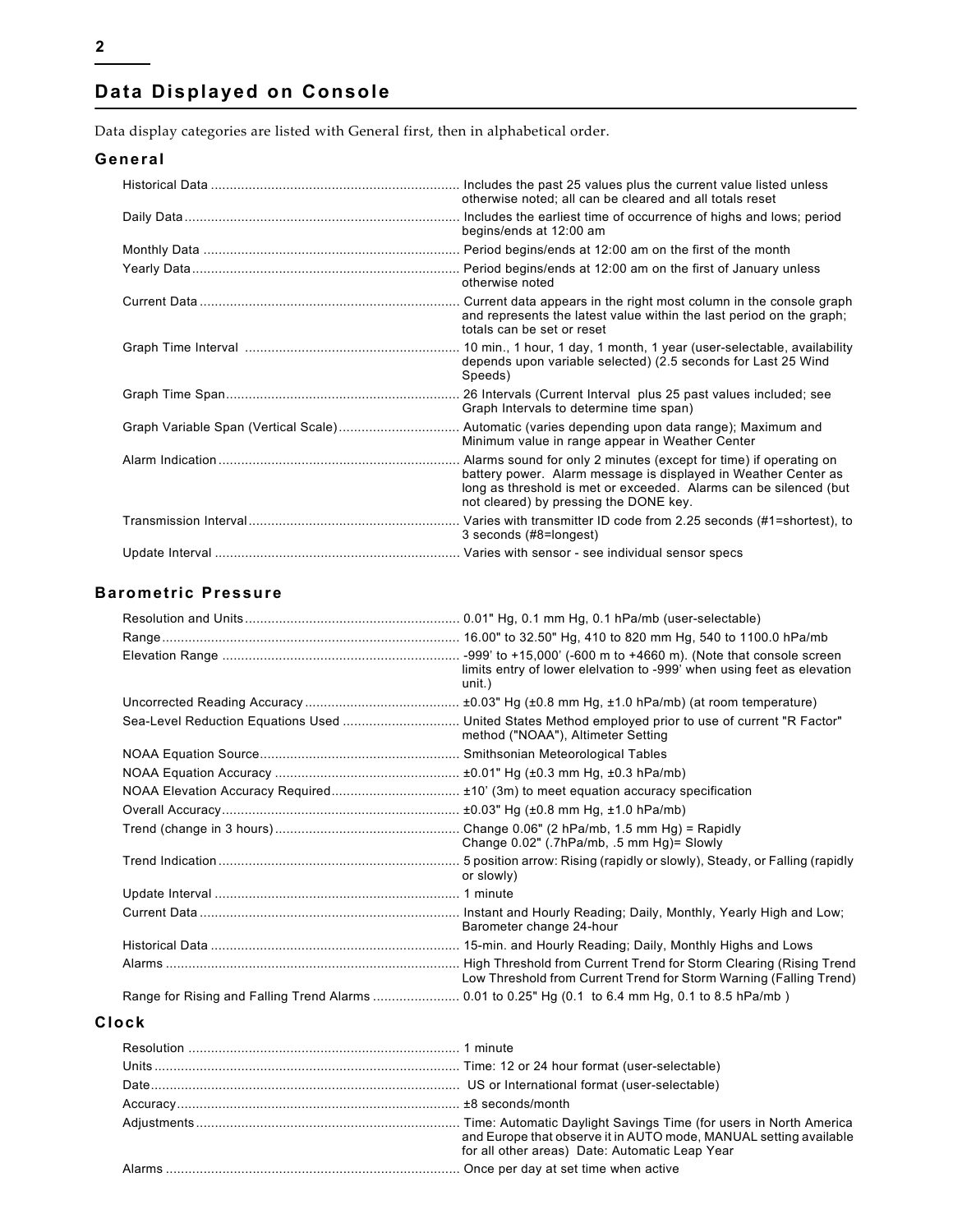## Data Displayed on Console

Data display categories are listed with General first, then in alphabetical order.

### General

| | |
|---|---|
| Historical Data | Includes the past 25 values plus the current value listed unless otherwise noted; all can be cleared and all totals reset |
| Daily Data | Includes the earliest time of occurrence of highs and lows; period begins/ends at 12:00 am |
| Monthly Data | Period begins/ends at 12:00 am on the first of the month |
| Yearly Data | Period begins/ends at 12:00 am on the first of January unless otherwise noted |
| Current Data | Current data appears in the right most column in the console graph and represents the latest value within the last period on the graph; totals can be set or reset |
| Graph Time Interval | 10 min., 1 hour, 1 day, 1 month, 1 year (user-selectable, availability depends upon variable selected) (2.5 seconds for Last 25 Wind Speeds) |
| Graph Time Span | 26 Intervals (Current Interval plus 25 past values included; see Graph Intervals to determine time span) |
| Graph Variable Span (Vertical Scale) | Automatic (varies depending upon data range); Maximum and Minimum value in range appear in Weather Center |
| Alarm Indication | Alarms sound for only 2 minutes (except for time) if operating on battery power. Alarm message is displayed in Weather Center as long as threshold is met or exceeded. Alarms can be silenced (but not cleared) by pressing the DONE key. |
| Transmission Interval | Varies with transmitter ID code from 2.25 seconds (#1=shortest), to 3 seconds (#8=longest) |
| Update Interval | Varies with sensor - see individual sensor specs |

### Barometric Pressure

| | |
|---|---|
| Resolution and Units | 0.01" Hg, 0.1 mm Hg, 0.1 hPa/mb (user-selectable) |
| Range | 16.00" to 32.50" Hg, 410 to 820 mm Hg, 540 to 1100.0 hPa/mb |
| Elevation Range | -999' to +15,000' (-600 m to +4660 m). (Note that console screen limits entry of lower elevation to -999' when using feet as elevation unit.) |
| Uncorrected Reading Accuracy | ±0.03" Hg (±0.8 mm Hg, ±1.0 hPa/mb) (at room temperature) |
| Sea-Level Reduction Equations Used | United States Method employed prior to use of current "R Factor" method ("NOAA"), Altimeter Setting |
| NOAA Equation Source | Smithsonian Meteorological Tables |
| NOAA Equation Accuracy | ±0.01" Hg (±0.3 mm Hg, ±0.3 hPa/mb) |
| NOAA Elevation Accuracy Required | ±10' (3m) to meet equation accuracy specification |
| Overall Accuracy | ±0.03" Hg (±0.8 mm Hg, ±1.0 hPa/mb) |
| Trend (change in 3 hours) | Change 0.06" (2 hPa/mb, 1.5 mm Hg) = Rapidly<br>Change 0.02" (.7hPa/mb, .5 mm Hg)= Slowly |
| Trend Indication | 5 position arrow: Rising (rapidly or slowly), Steady, or Falling (rapidly or slowly) |
| Update Interval | 1 minute |
| Current Data | Instant and Hourly Reading; Daily, Monthly, Yearly High and Low; Barometer change 24-hour |
| Historical Data | 15-min. and Hourly Reading; Daily, Monthly Highs and Lows |
| Alarms | High Threshold from Current Trend for Storm Clearing (Rising Trend<br>Low Threshold from Current Trend for Storm Warning (Falling Trend) |
| Range for Rising and Falling Trend Alarms | 0.01 to 0.25" Hg (0.1 to 6.4 mm Hg, 0.1 to 8.5 hPa/mb ) |

### Clock

| | |
|---|---|
| Resolution | 1 minute |
| Units | Time: 12 or 24 hour format (user-selectable) |
| Date | US or International format (user-selectable) |
| Accuracy | ±8 seconds/month |
| Adjustments | Time: Automatic Daylight Savings Time (for users in North America and Europe that observe it in AUTO mode, MANUAL setting available for all other areas) Date: Automatic Leap Year |
| Alarms | Once per day at set time when active |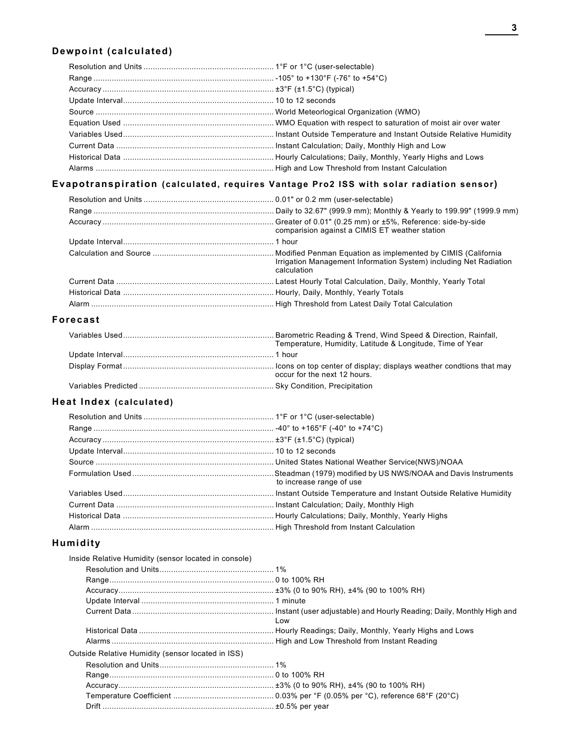## Dewpoint (calculated)

| | |
|---|---|
| Resolution and Units | 1°F or 1°C (user-selectable) |
| Range | -105° to +130°F (-76° to +54°C) |
| Accuracy | ±3°F (±1.5°C) (typical) |
| Update Interval | 10 to 12 seconds |
| Source | World Meteorological Organization (WMO) |
| Equation Used | WMO Equation with respect to saturation of moist air over water |
| Variables Used | Instant Outside Temperature and Instant Outside Relative Humidity |
| Current Data | Instant Calculation; Daily, Monthly High and Low |
| Historical Data | Hourly Calculations; Daily, Monthly, Yearly Highs and Lows |
| Alarms | High and Low Threshold from Instant Calculation |

## Evapotranspiration (calculated, requires Vantage Pro2 ISS with solar radiation sensor)

| | |
|---|---|
| Resolution and Units | 0.01" or 0.2 mm (user-selectable) |
| Range | Daily to 32.67" (999.9 mm); Monthly & Yearly to 199.99" (1999.9 mm) |
| Accuracy | Greater of 0.01" (0.25 mm) or ±5%, Reference: side-by-side comparision against a CIMIS ET weather station |
| Update Interval | 1 hour |
| Calculation and Source | Modified Penman Equation as implemented by CIMIS (California Irrigation Management Information System) including Net Radiation calculation |
| Current Data | Latest Hourly Total Calculation, Daily, Monthly, Yearly Total |
| Historical Data | Hourly, Daily, Monthly, Yearly Totals |
| Alarm | High Threshold from Latest Daily Total Calculation |

## Forecast

| | |
|---|---|
| Variables Used | Barometric Reading & Trend, Wind Speed & Direction, Rainfall, Temperature, Humidity, Latitude & Longitude, Time of Year |
| Update Interval | 1 hour |
| Display Format | Icons on top center of display; displays weather condtions that may occur for the next 12 hours. |
| Variables Predicted | Sky Condition, Precipitation |

## Heat Index (calculated)

| | |
|---|---|
| Resolution and Units | 1°F or 1°C (user-selectable) |
| Range | -40° to +165°F (-40° to +74°C) |
| Accuracy | ±3°F (±1.5°C) (typical) |
| Update Interval | 10 to 12 seconds |
| Source | United States National Weather Service(NWS)/NOAA |
| Formulation Used | Steadman (1979) modified by US NWS/NOAA and Davis Instruments to increase range of use |
| Variables Used | Instant Outside Temperature and Instant Outside Relative Humidity |
| Current Data | Instant Calculation; Daily, Monthly High |
| Historical Data | Hourly Calculations; Daily, Monthly, Yearly Highs |
| Alarm | High Threshold from Instant Calculation |

## Humidity

Inside Relative Humidity (sensor located in console)

| | |
|---|---|
| Resolution and Units | 1% |
| Range | 0 to 100% RH |
| Accuracy | ±3% (0 to 90% RH), ±4% (90 to 100% RH) |
| Update Interval | 1 minute |
| Current Data | Instant (user adjustable) and Hourly Reading; Daily, Monthly High and Low |
| Historical Data | Hourly Readings; Daily, Monthly, Yearly Highs and Lows |
| Alarms | High and Low Threshold from Instant Reading |

Outside Relative Humidity (sensor located in ISS)

| | |
|---|---|
| Resolution and Units | 1% |
| Range | 0 to 100% RH |
| Accuracy | ±3% (0 to 90% RH), ±4% (90 to 100% RH) |
| Temperature Coefficient | 0.03% per °F (0.05% per °C), reference 68°F (20°C) |
| Drift | ±0.5% per year |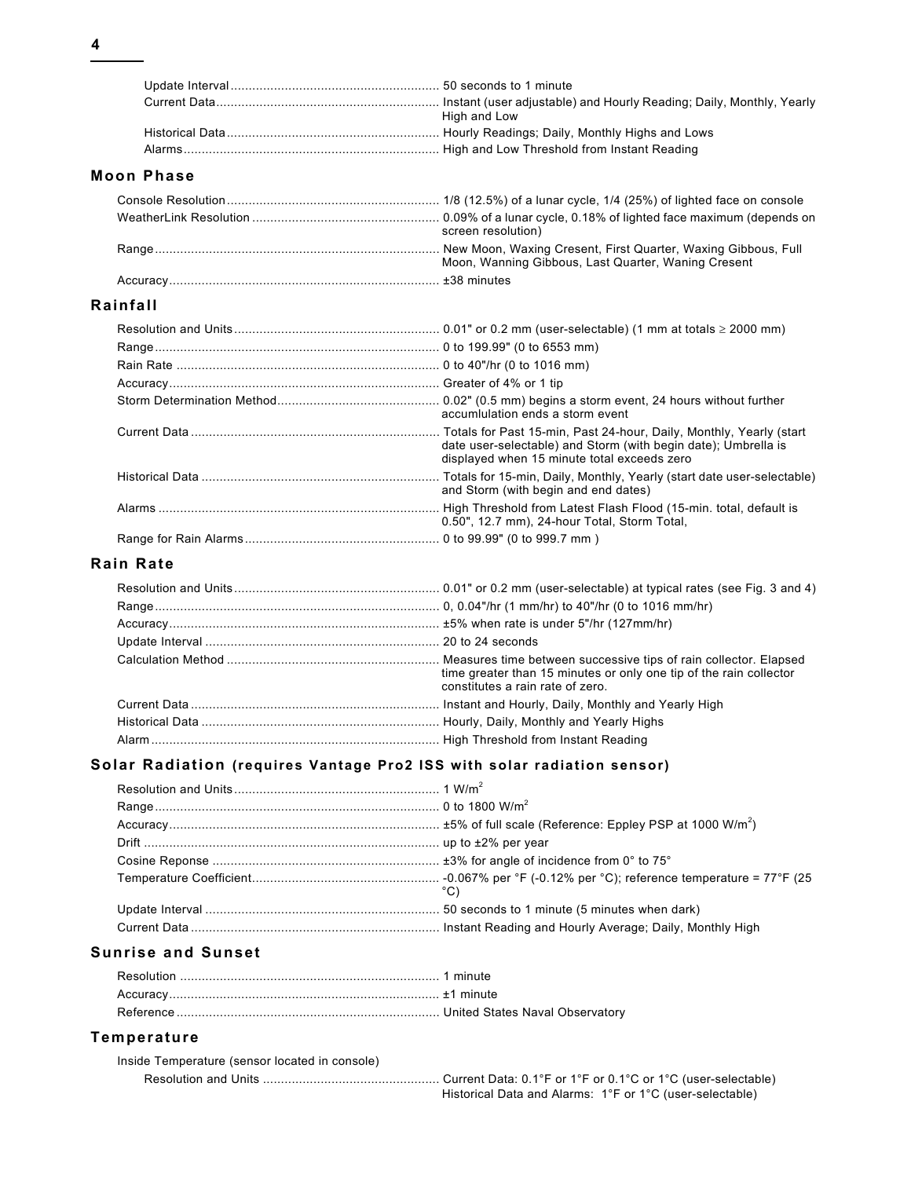| | |
|---|---|
| Update Interval | 50 seconds to 1 minute |
| Current Data | Instant (user adjustable) and Hourly Reading; Daily, Monthly, Yearly High and Low |
| Historical Data | Hourly Readings; Daily, Monthly Highs and Lows |
| Alarms | High and Low Threshold from Instant Reading |

## Moon Phase

| | |
|---|---|
| Console Resolution | 1/8 (12.5%) of a lunar cycle, 1/4 (25%) of lighted face on console |
| WeatherLink Resolution | 0.09% of a lunar cycle, 0.18% of lighted face maximum (depends on screen resolution) |
| Range | New Moon, Waxing Cresent, First Quarter, Waxing Gibbous, Full Moon, Wanning Gibbous, Last Quarter, Waning Cresent |
| Accuracy | ±38 minutes |

## Rainfall

| | |
|---|---|
| Resolution and Units | 0.01" or 0.2 mm (user-selectable) (1 mm at totals ≥ 2000 mm) |
| Range | 0 to 199.99" (0 to 6553 mm) |
| Rain Rate | 0 to 40"/hr (0 to 1016 mm) |
| Accuracy | Greater of 4% or 1 tip |
| Storm Determination Method | 0.02" (0.5 mm) begins a storm event, 24 hours without further accumlulation ends a storm event |
| Current Data | Totals for Past 15-min, Past 24-hour, Daily, Monthly, Yearly (start date user-selectable) and Storm (with begin date); Umbrella is displayed when 15 minute total exceeds zero |
| Historical Data | Totals for 15-min, Daily, Monthly, Yearly (start date user-selectable) and Storm (with begin and end dates) |
| Alarms | High Threshold from Latest Flash Flood (15-min. total, default is 0.50", 12.7 mm), 24-hour Total, Storm Total, |
| Range for Rain Alarms | 0 to 99.99" (0 to 999.7 mm ) |

## Rain Rate

| | |
|---|---|
| Resolution and Units | 0.01" or 0.2 mm (user-selectable) at typical rates (see Fig. 3 and 4) |
| Range | 0, 0.04"/hr (1 mm/hr) to 40"/hr (0 to 1016 mm/hr) |
| Accuracy | ±5% when rate is under 5"/hr (127mm/hr) |
| Update Interval | 20 to 24 seconds |
| Calculation Method | Measures time between successive tips of rain collector. Elapsed time greater than 15 minutes or only one tip of the rain collector constitutes a rain rate of zero. |
| Current Data | Instant and Hourly, Daily, Monthly and Yearly High |
| Historical Data | Hourly, Daily, Monthly and Yearly Highs |
| Alarm | High Threshold from Instant Reading |

## Solar Radiation (requires Vantage Pro2 ISS with solar radiation sensor)

| | |
|---|---|
| Resolution and Units | 1 W/m$^2$ |
| Range | 0 to 1800 W/m$^2$ |
| Accuracy | ±5% of full scale (Reference: Eppley PSP at 1000 W/m$^2$) |
| Drift | up to ±2% per year |
| Cosine Reponse | ±3% for angle of incidence from 0° to 75° |
| Temperature Coefficient | -0.067% per °F (-0.12% per °C); reference temperature = 77°F (25 °C) |
| Update Interval | 50 seconds to 1 minute (5 minutes when dark) |
| Current Data | Instant Reading and Hourly Average; Daily, Monthly High |

## Sunrise and Sunset

| | |
|---|---|
| Resolution | 1 minute |
| Accuracy | ±1 minute |
| Reference | United States Naval Observatory |

## Temperature

Inside Temperature (sensor located in console)

| | |
|---|---|
| Resolution and Units | Current Data: 0.1°F or 1°F or 0.1°C or 1°C (user-selectable)<br>Historical Data and Alarms: 1°F or 1°C (user-selectable) |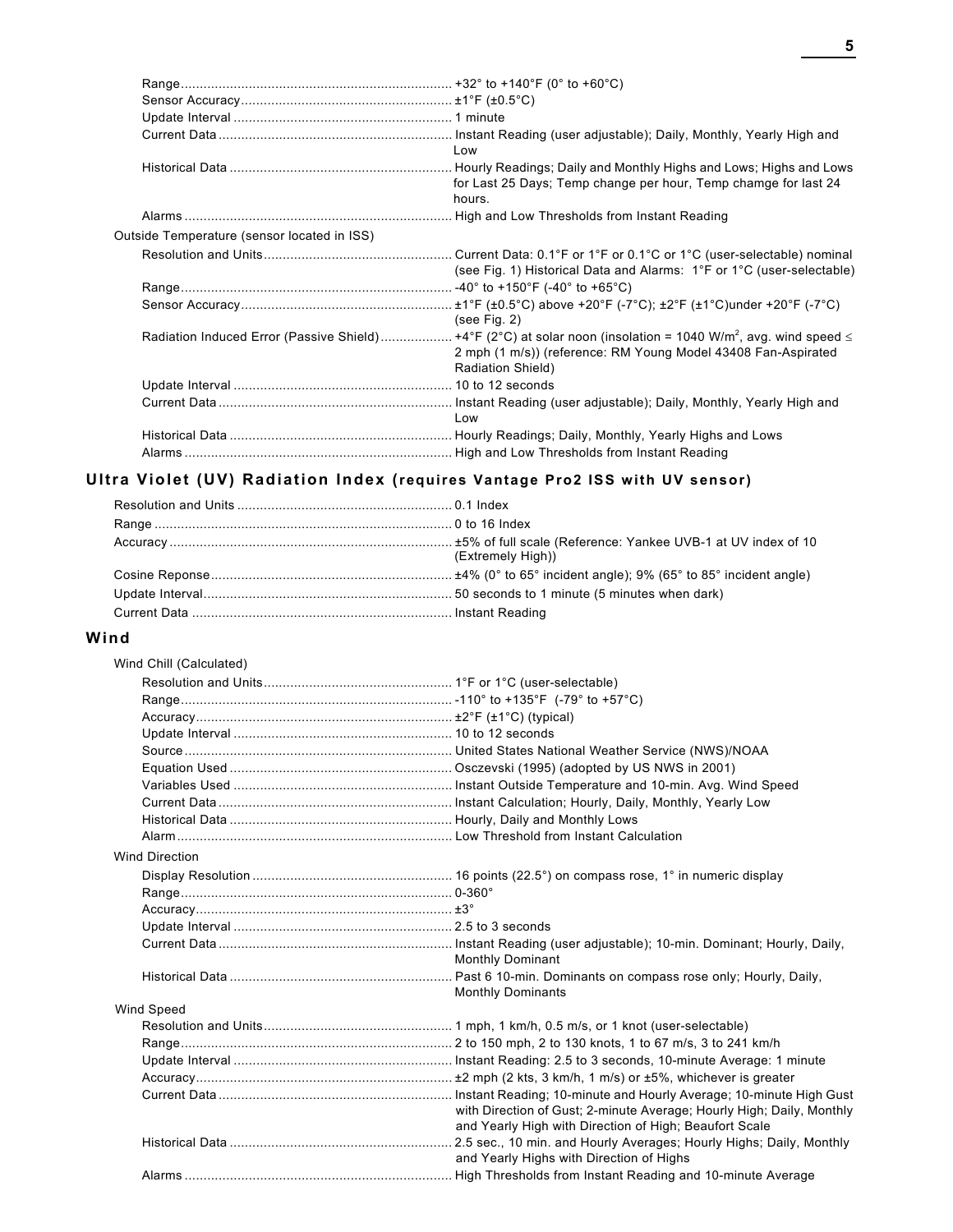| | |
|---|---|
| Range | +32° to +140°F (0° to +60°C) |
| Sensor Accuracy | ±1°F (±0.5°C) |
| Update Interval | 1 minute |
| Current Data | Instant Reading (user adjustable); Daily, Monthly, Yearly High and Low |
| Historical Data | Hourly Readings; Daily and Monthly Highs and Lows; Highs and Lows for Last 25 Days; Temp change per hour, Temp chamge for last 24 hours. |
| Alarms | High and Low Thresholds from Instant Reading |

Outside Temperature (sensor located in ISS)

| | |
|---|---|
| Resolution and Units | Current Data: 0.1°F or 1°F or 0.1°C or 1°C (user-selectable) nominal (see Fig. 1) Historical Data and Alarms: 1°F or 1°C (user-selectable) |
| Range | -40° to +150°F (-40° to +65°C) |
| Sensor Accuracy | ±1°F (±0.5°C) above +20°F (-7°C); ±2°F (±1°C)under +20°F (-7°C) (see Fig. 2) |
| Radiation Induced Error (Passive Shield) | +4°F (2°C) at solar noon (insolation = 1040 W/m², avg. wind speed ≤ 2 mph (1 m/s)) (reference: RM Young Model 43408 Fan-Aspirated Radiation Shield) |
| Update Interval | 10 to 12 seconds |
| Current Data | Instant Reading (user adjustable); Daily, Monthly, Yearly High and Low |
| Historical Data | Hourly Readings; Daily, Monthly, Yearly Highs and Lows |
| Alarms | High and Low Thresholds from Instant Reading |

## Ultra Violet (UV) Radiation Index (requires Vantage Pro2 ISS with UV sensor)

| | |
|---|---|
| Resolution and Units | 0.1 Index |
| Range | 0 to 16 Index |
| Accuracy | ±5% of full scale (Reference: Yankee UVB-1 at UV index of 10 (Extremely High)) |
| Cosine Reponse | ±4% (0° to 65° incident angle); 9% (65° to 85° incident angle) |
| Update Interval | 50 seconds to 1 minute (5 minutes when dark) |
| Current Data | Instant Reading |

## Wind

Wind Chill (Calculated)

| | |
|---|---|
| Resolution and Units | 1°F or 1°C (user-selectable) |
| Range | -110° to +135°F (-79° to +57°C) |
| Accuracy | ±2°F (±1°C) (typical) |
| Update Interval | 10 to 12 seconds |
| Source | United States National Weather Service (NWS)/NOAA |
| Equation Used | Osczevski (1995) (adopted by US NWS in 2001) |
| Variables Used | Instant Outside Temperature and 10-min. Avg. Wind Speed |
| Current Data | Instant Calculation; Hourly, Daily, Monthly, Yearly Low |
| Historical Data | Hourly, Daily and Monthly Lows |
| Alarm | Low Threshold from Instant Calculation |

Wind Direction

| | |
|---|---|
| Display Resolution | 16 points (22.5°) on compass rose, 1° in numeric display |
| Range | 0-360° |
| Accuracy | ±3° |
| Update Interval | 2.5 to 3 seconds |
| Current Data | Instant Reading (user adjustable); 10-min. Dominant; Hourly, Daily, Monthly Dominant |
| Historical Data | Past 6 10-min. Dominants on compass rose only; Hourly, Daily, Monthly Dominants |

Wind Speed

| | |
|---|---|
| Resolution and Units | 1 mph, 1 km/h, 0.5 m/s, or 1 knot (user-selectable) |
| Range | 2 to 150 mph, 2 to 130 knots, 1 to 67 m/s, 3 to 241 km/h |
| Update Interval | Instant Reading: 2.5 to 3 seconds, 10-minute Average: 1 minute |
| Accuracy | ±2 mph (2 kts, 3 km/h, 1 m/s) or ±5%, whichever is greater |
| Current Data | Instant Reading; 10-minute and Hourly Average; 10-minute High Gust with Direction of Gust; 2-minute Average; Hourly High; Daily, Monthly and Yearly High with Direction of High; Beaufort Scale |
| Historical Data | 2.5 sec., 10 min. and Hourly Averages; Hourly Highs; Daily, Monthly and Yearly Highs with Direction of Highs |
| Alarms | High Thresholds from Instant Reading and 10-minute Average |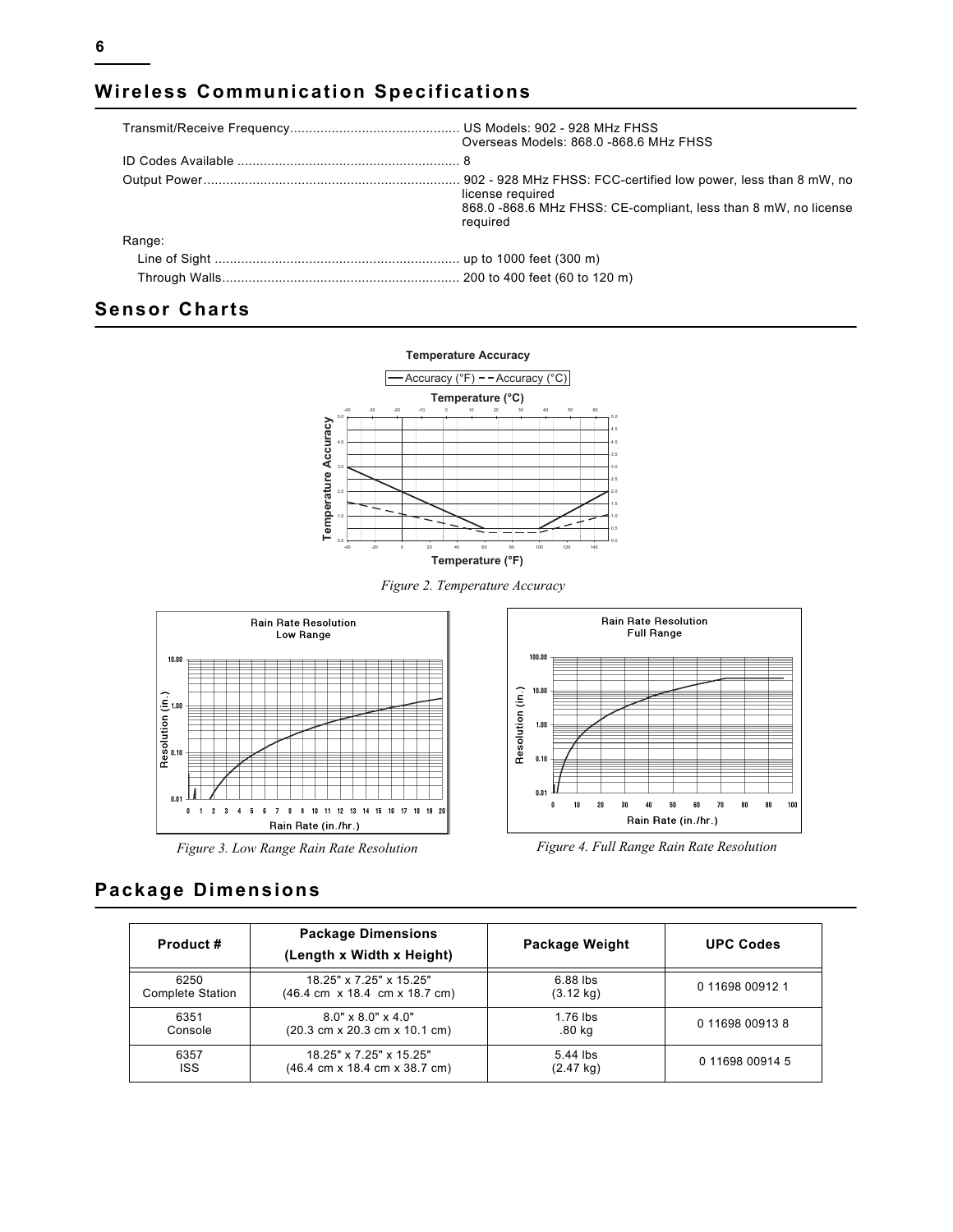## Wireless Communication Specifications

Transmit/Receive Frequency............................................ US Models: 902 - 928 MHz FHSS
Overseas Models: 868.0 -868.6 MHz FHSS

ID Codes Available .......................................................... 8

Output Power................................................................... 902 - 928 MHz FHSS: FCC-certified low power, less than 8 mW, no license required
868.0 -868.6 MHz FHSS: CE-compliant, less than 8 mW, no license required

Range:

Line of Sight ................................................................ up to 1000 feet (300 m)

Through Walls.............................................................. 200 to 400 feet (60 to 120 m)

## Sensor Charts

Temperature Accuracy

Accuracy (°F) Accuracy (°C)

Temperature (°C)

-40 -30 -20 -10 0 10 20 30 40 50 60

Temperature Accuracy

5.0 4.0 3.0 2.0 1.0 0.0

5.0 4.5 4.0 3.5 3.0 2.5 2.0 1.5 1.0 0.5 0.0

-40 -20 0 20 40 60 80 100 120 140

Temperature (°F)

*Figure 2. Temperature Accuracy*

Rain Rate Resolution
Low Range

Resolution (in.)

10.00 1.00 0.10 0.01

0 1 2 3 4 5 6 7 8 9 10 11 12 13 14 15 16 17 18 19 20

Rain Rate (in./hr.)

*Figure 3. Low Range Rain Rate Resolution*

Rain Rate Resolution
Full Range

Resolution (in.)

100.00 10.00 1.00 0.10 0.01

0 10 20 30 40 50 60 70 80 90 100

Rain Rate (in./hr.)

*Figure 4. Full Range Rain Rate Resolution*

## Package Dimensions

| Product # | Package Dimensions (Length x Width x Height) | Package Weight | UPC Codes |
|---|---|---|---|
| 6250 Complete Station | 18.25" x 7.25" x 15.25" (46.4 cm x 18.4 cm x 18.7 cm) | 6.88 lbs (3.12 kg) | 0 11698 00912 1 |
| 6351 Console | 8.0" x 8.0" x 4.0" (20.3 cm x 20.3 cm x 10.1 cm) | 1.76 lbs .80 kg | 0 11698 00913 8 |
| 6357 ISS | 18.25" x 7.25" x 15.25" (46.4 cm x 18.4 cm x 38.7 cm) | 5.44 lbs (2.47 kg) | 0 11698 00914 5 |